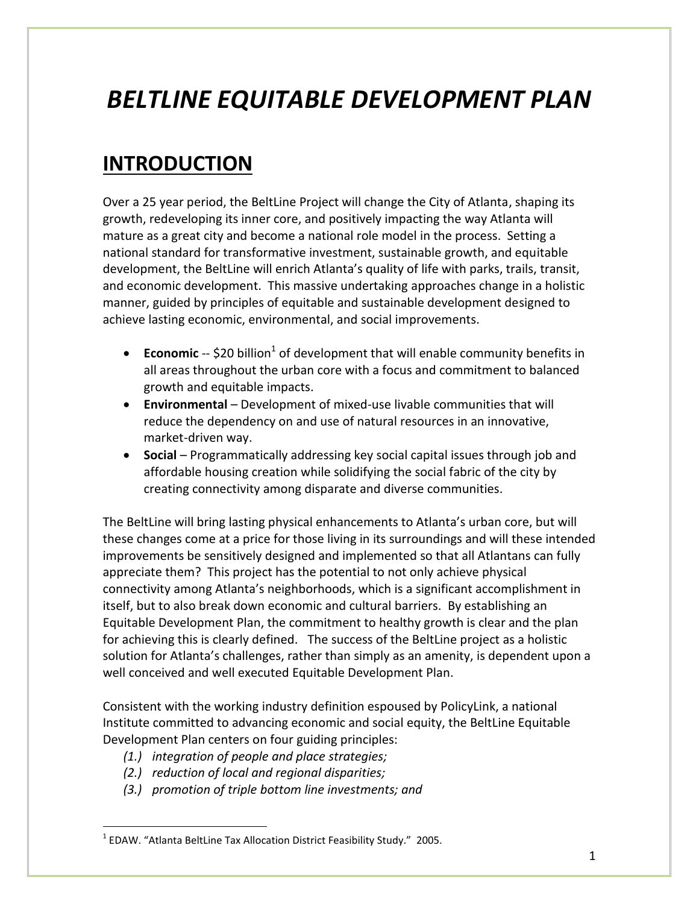# *BELTLINE EQUITABLE DEVELOPMENT PLAN*

## INTRODUCTION

Over a 25 year period, the BeltLine Project will change the City of Atlanta, shaping its growth, redeveloping its inner core, and positively impacting the way Atlanta will mature as a great city and become a national role model in the process. Setting a national standard for transformative investment, sustainable growth, and equitable development, the BeltLine will enrich Atlanta's quality of life with parks, trails, transit, and economic development. This massive undertaking approaches change in a holistic manner, guided by principles of equitable and sustainable development designed to achieve lasting economic, environmental, and social improvements.

- **Economic** -- $20 billion[1] of development that will enable community benefits in all areas throughout the urban core with a focus and commitment to balanced growth and equitable impacts.
- **Environmental** – Development of mixed-use livable communities that will reduce the dependency on and use of natural resources in an innovative, market-driven way.
- **Social** – Programmatically addressing key social capital issues through job and affordable housing creation while solidifying the social fabric of the city by creating connectivity among disparate and diverse communities.

The BeltLine will bring lasting physical enhancements to Atlanta's urban core, but will these changes come at a price for those living in its surroundings and will these intended improvements be sensitively designed and implemented so that all Atlantans can fully appreciate them? This project has the potential to not only achieve physical connectivity among Atlanta's neighborhoods, which is a significant accomplishment in itself, but to also break down economic and cultural barriers. By establishing an Equitable Development Plan, the commitment to healthy growth is clear and the plan for achieving this is clearly defined. The success of the BeltLine project as a holistic solution for Atlanta's challenges, rather than simply as an amenity, is dependent upon a well conceived and well executed Equitable Development Plan.

Consistent with the working industry definition espoused by PolicyLink, a national Institute committed to advancing economic and social equity, the BeltLine Equitable Development Plan centers on four guiding principles:

*(1.) integration of people and place strategies;*
*(2.) reduction of local and regional disparities;*
*(3.) promotion of triple bottom line investments; and*

[1] EDAW. "Atlanta BeltLine Tax Allocation District Feasibility Study." 2005.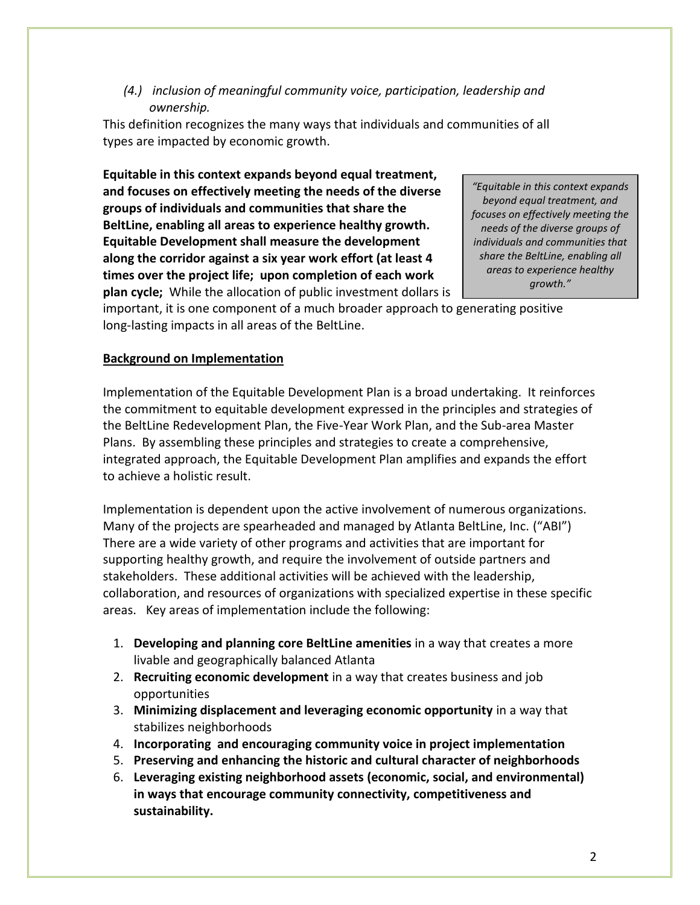*(4.) inclusion of meaningful community voice, participation, leadership and ownership.*

This definition recognizes the many ways that individuals and communities of all types are impacted by economic growth.

*"Equitable in this context expands beyond equal treatment, and focuses on effectively meeting the needs of the diverse groups of individuals and communities that share the BeltLine, enabling all areas to experience healthy growth."*

**Equitable in this context expands beyond equal treatment, and focuses on effectively meeting the needs of the diverse groups of individuals and communities that share the BeltLine, enabling all areas to experience healthy growth. Equitable Development shall measure the development along the corridor against a six year work effort (at least 4 times over the project life; upon completion of each work plan cycle;** While the allocation of public investment dollars is important, it is one component of a much broader approach to generating positive long-lasting impacts in all areas of the BeltLine.

**Background on Implementation**

Implementation of the Equitable Development Plan is a broad undertaking. It reinforces the commitment to equitable development expressed in the principles and strategies of the BeltLine Redevelopment Plan, the Five-Year Work Plan, and the Sub-area Master Plans. By assembling these principles and strategies to create a comprehensive, integrated approach, the Equitable Development Plan amplifies and expands the effort to achieve a holistic result.

Implementation is dependent upon the active involvement of numerous organizations. Many of the projects are spearheaded and managed by Atlanta BeltLine, Inc. ("ABI") There are a wide variety of other programs and activities that are important for supporting healthy growth, and require the involvement of outside partners and stakeholders. These additional activities will be achieved with the leadership, collaboration, and resources of organizations with specialized expertise in these specific areas. Key areas of implementation include the following:

1. **Developing and planning core BeltLine amenities** in a way that creates a more livable and geographically balanced Atlanta
2. **Recruiting economic development** in a way that creates business and job opportunities
3. **Minimizing displacement and leveraging economic opportunity** in a way that stabilizes neighborhoods
4. **Incorporating and encouraging community voice in project implementation**
5. **Preserving and enhancing the historic and cultural character of neighborhoods**
6. **Leveraging existing neighborhood assets (economic, social, and environmental) in ways that encourage community connectivity, competitiveness and sustainability.**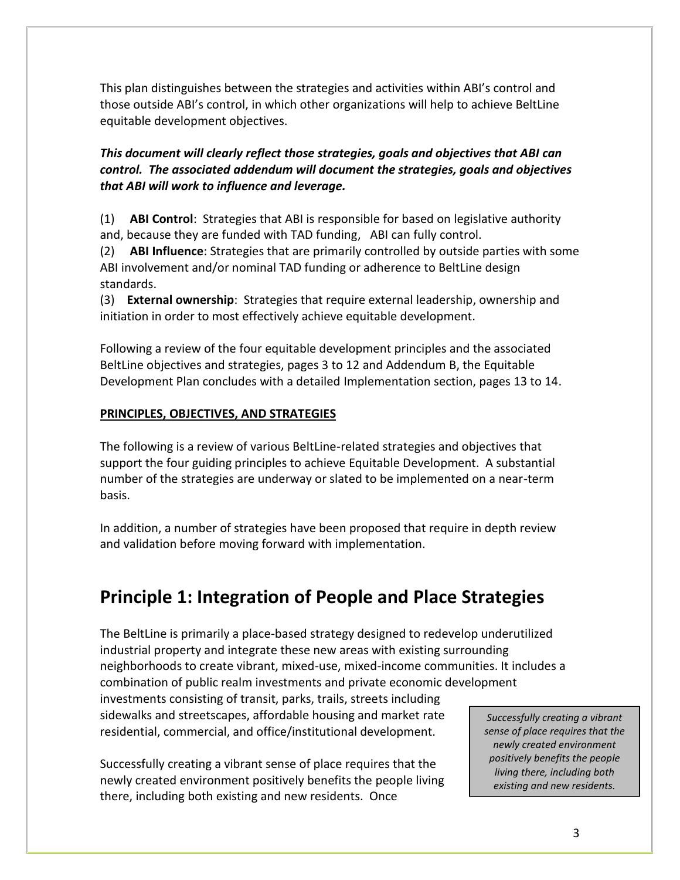This plan distinguishes between the strategies and activities within ABI's control and those outside ABI's control, in which other organizations will help to achieve BeltLine equitable development objectives.

***This document will clearly reflect those strategies, goals and objectives that ABI can control. The associated addendum will document the strategies, goals and objectives that ABI will work to influence and leverage.***

(1) **ABI Control**: Strategies that ABI is responsible for based on legislative authority and, because they are funded with TAD funding, ABI can fully control.

(2) **ABI Influence**: Strategies that are primarily controlled by outside parties with some ABI involvement and/or nominal TAD funding or adherence to BeltLine design standards.

(3) **External ownership**: Strategies that require external leadership, ownership and initiation in order to most effectively achieve equitable development.

Following a review of the four equitable development principles and the associated BeltLine objectives and strategies, pages 3 to 12 and Addendum B, the Equitable Development Plan concludes with a detailed Implementation section, pages 13 to 14.

**PRINCIPLES, OBJECTIVES, AND STRATEGIES**

The following is a review of various BeltLine-related strategies and objectives that support the four guiding principles to achieve Equitable Development. A substantial number of the strategies are underway or slated to be implemented on a near-term basis.

In addition, a number of strategies have been proposed that require in depth review and validation before moving forward with implementation.

## Principle 1: Integration of People and Place Strategies

The BeltLine is primarily a place-based strategy designed to redevelop underutilized industrial property and integrate these new areas with existing surrounding neighborhoods to create vibrant, mixed-use, mixed-income communities. It includes a combination of public realm investments and private economic development investments consisting of transit, parks, trails, streets including sidewalks and streetscapes, affordable housing and market rate residential, commercial, and office/institutional development.

*Successfully creating a vibrant sense of place requires that the newly created environment positively benefits the people living there, including both existing and new residents.*

Successfully creating a vibrant sense of place requires that the newly created environment positively benefits the people living there, including both existing and new residents. Once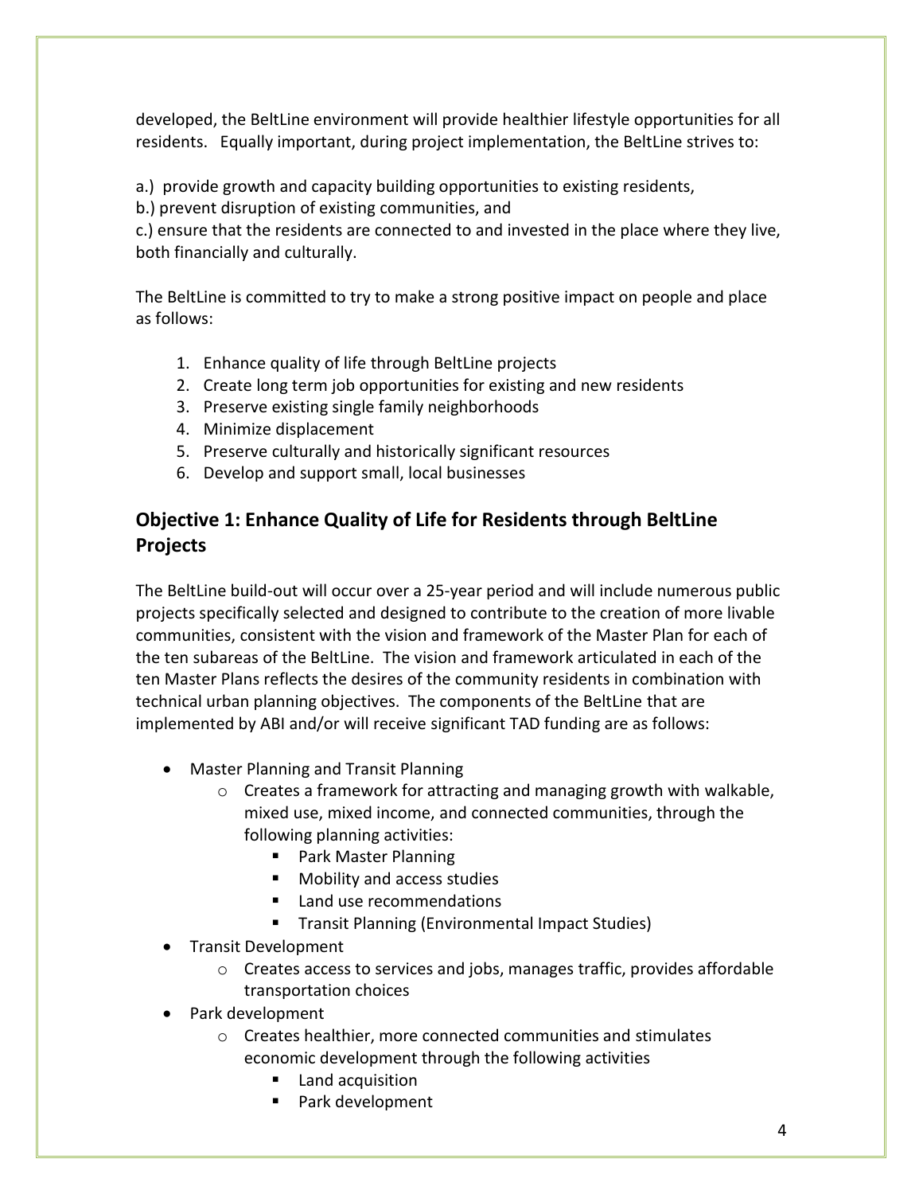developed, the BeltLine environment will provide healthier lifestyle opportunities for all residents. Equally important, during project implementation, the BeltLine strives to:

a.) provide growth and capacity building opportunities to existing residents,
b.) prevent disruption of existing communities, and
c.) ensure that the residents are connected to and invested in the place where they live, both financially and culturally.

The BeltLine is committed to try to make a strong positive impact on people and place as follows:

1. Enhance quality of life through BeltLine projects
2. Create long term job opportunities for existing and new residents
3. Preserve existing single family neighborhoods
4. Minimize displacement
5. Preserve culturally and historically significant resources
6. Develop and support small, local businesses

## Objective 1: Enhance Quality of Life for Residents through BeltLine Projects

The BeltLine build-out will occur over a 25-year period and will include numerous public projects specifically selected and designed to contribute to the creation of more livable communities, consistent with the vision and framework of the Master Plan for each of the ten subareas of the BeltLine. The vision and framework articulated in each of the ten Master Plans reflects the desires of the community residents in combination with technical urban planning objectives. The components of the BeltLine that are implemented by ABI and/or will receive significant TAD funding are as follows:

- Master Planning and Transit Planning
  - Creates a framework for attracting and managing growth with walkable, mixed use, mixed income, and connected communities, through the following planning activities:
    - Park Master Planning
    - Mobility and access studies
    - Land use recommendations
    - Transit Planning (Environmental Impact Studies)
- Transit Development
  - Creates access to services and jobs, manages traffic, provides affordable transportation choices
- Park development
  - Creates healthier, more connected communities and stimulates economic development through the following activities
    - Land acquisition
    - Park development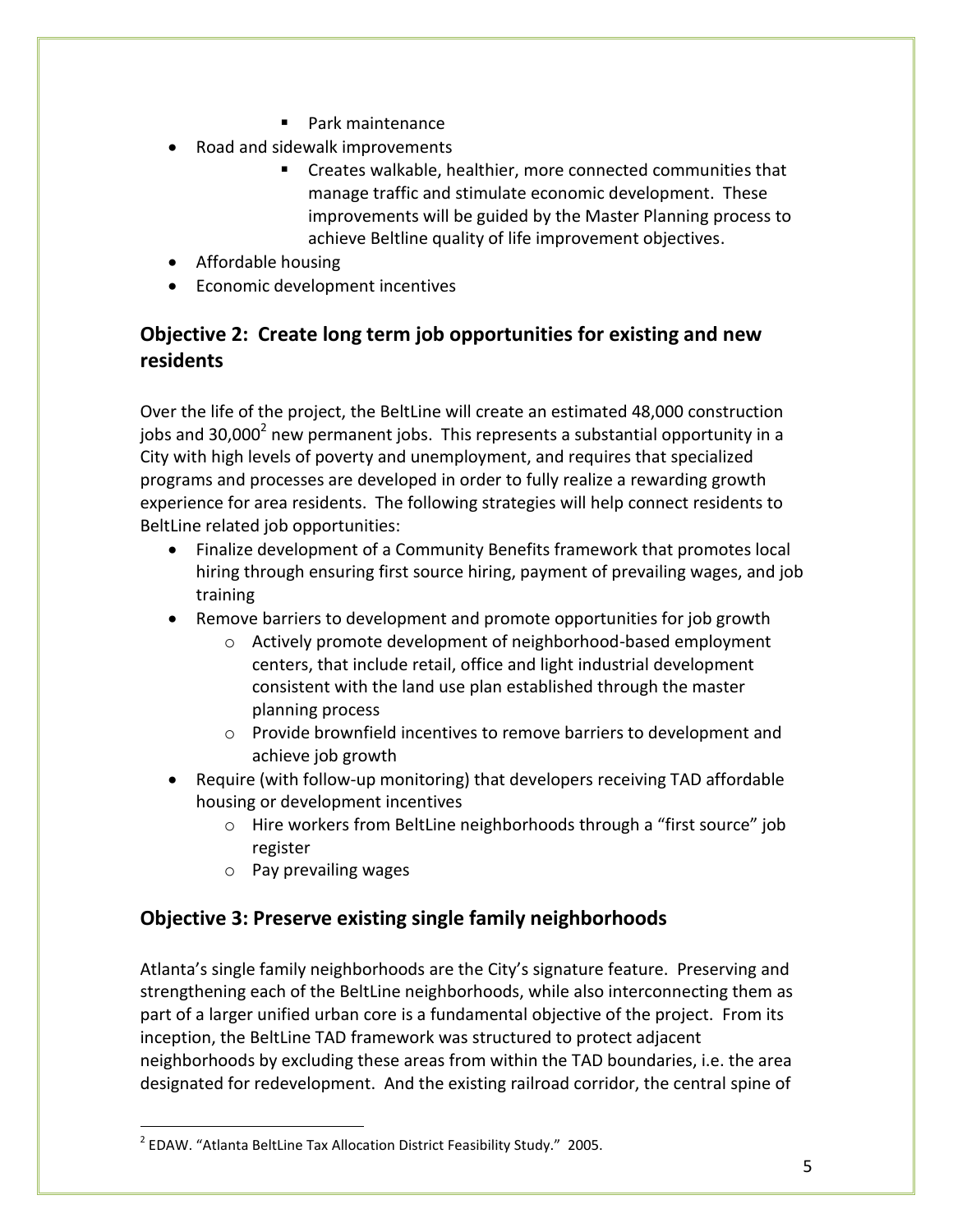- Park maintenance
- Road and sidewalk improvements
        - Creates walkable, healthier, more connected communities that manage traffic and stimulate economic development. These improvements will be guided by the Master Planning process to achieve Beltline quality of life improvement objectives.
- Affordable housing
- Economic development incentives

## Objective 2: Create long term job opportunities for existing and new residents

Over the life of the project, the BeltLine will create an estimated 48,000 construction jobs and 30,000[2] new permanent jobs. This represents a substantial opportunity in a City with high levels of poverty and unemployment, and requires that specialized programs and processes are developed in order to fully realize a rewarding growth experience for area residents. The following strategies will help connect residents to BeltLine related job opportunities:

- Finalize development of a Community Benefits framework that promotes local hiring through ensuring first source hiring, payment of prevailing wages, and job training
- Remove barriers to development and promote opportunities for job growth
    - Actively promote development of neighborhood-based employment centers, that include retail, office and light industrial development consistent with the land use plan established through the master planning process
    - Provide brownfield incentives to remove barriers to development and achieve job growth
- Require (with follow-up monitoring) that developers receiving TAD affordable housing or development incentives
    - Hire workers from BeltLine neighborhoods through a "first source" job register
    - Pay prevailing wages

## Objective 3: Preserve existing single family neighborhoods

Atlanta's single family neighborhoods are the City's signature feature. Preserving and strengthening each of the BeltLine neighborhoods, while also interconnecting them as part of a larger unified urban core is a fundamental objective of the project. From its inception, the BeltLine TAD framework was structured to protect adjacent neighborhoods by excluding these areas from within the TAD boundaries, i.e. the area designated for redevelopment. And the existing railroad corridor, the central spine of

[2] EDAW. "Atlanta BeltLine Tax Allocation District Feasibility Study." 2005.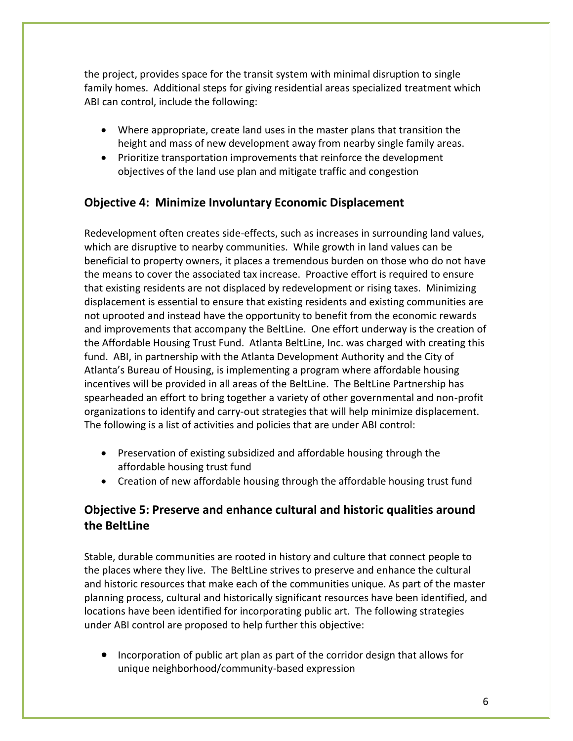the project, provides space for the transit system with minimal disruption to single family homes. Additional steps for giving residential areas specialized treatment which ABI can control, include the following:

- Where appropriate, create land uses in the master plans that transition the height and mass of new development away from nearby single family areas.
- Prioritize transportation improvements that reinforce the development objectives of the land use plan and mitigate traffic and congestion

## Objective 4: Minimize Involuntary Economic Displacement

Redevelopment often creates side-effects, such as increases in surrounding land values, which are disruptive to nearby communities. While growth in land values can be beneficial to property owners, it places a tremendous burden on those who do not have the means to cover the associated tax increase. Proactive effort is required to ensure that existing residents are not displaced by redevelopment or rising taxes. Minimizing displacement is essential to ensure that existing residents and existing communities are not uprooted and instead have the opportunity to benefit from the economic rewards and improvements that accompany the BeltLine. One effort underway is the creation of the Affordable Housing Trust Fund. Atlanta BeltLine, Inc. was charged with creating this fund. ABI, in partnership with the Atlanta Development Authority and the City of Atlanta's Bureau of Housing, is implementing a program where affordable housing incentives will be provided in all areas of the BeltLine. The BeltLine Partnership has spearheaded an effort to bring together a variety of other governmental and non-profit organizations to identify and carry-out strategies that will help minimize displacement. The following is a list of activities and policies that are under ABI control:

- Preservation of existing subsidized and affordable housing through the affordable housing trust fund
- Creation of new affordable housing through the affordable housing trust fund

## Objective 5: Preserve and enhance cultural and historic qualities around the BeltLine

Stable, durable communities are rooted in history and culture that connect people to the places where they live. The BeltLine strives to preserve and enhance the cultural and historic resources that make each of the communities unique. As part of the master planning process, cultural and historically significant resources have been identified, and locations have been identified for incorporating public art. The following strategies under ABI control are proposed to help further this objective:

- Incorporation of public art plan as part of the corridor design that allows for unique neighborhood/community-based expression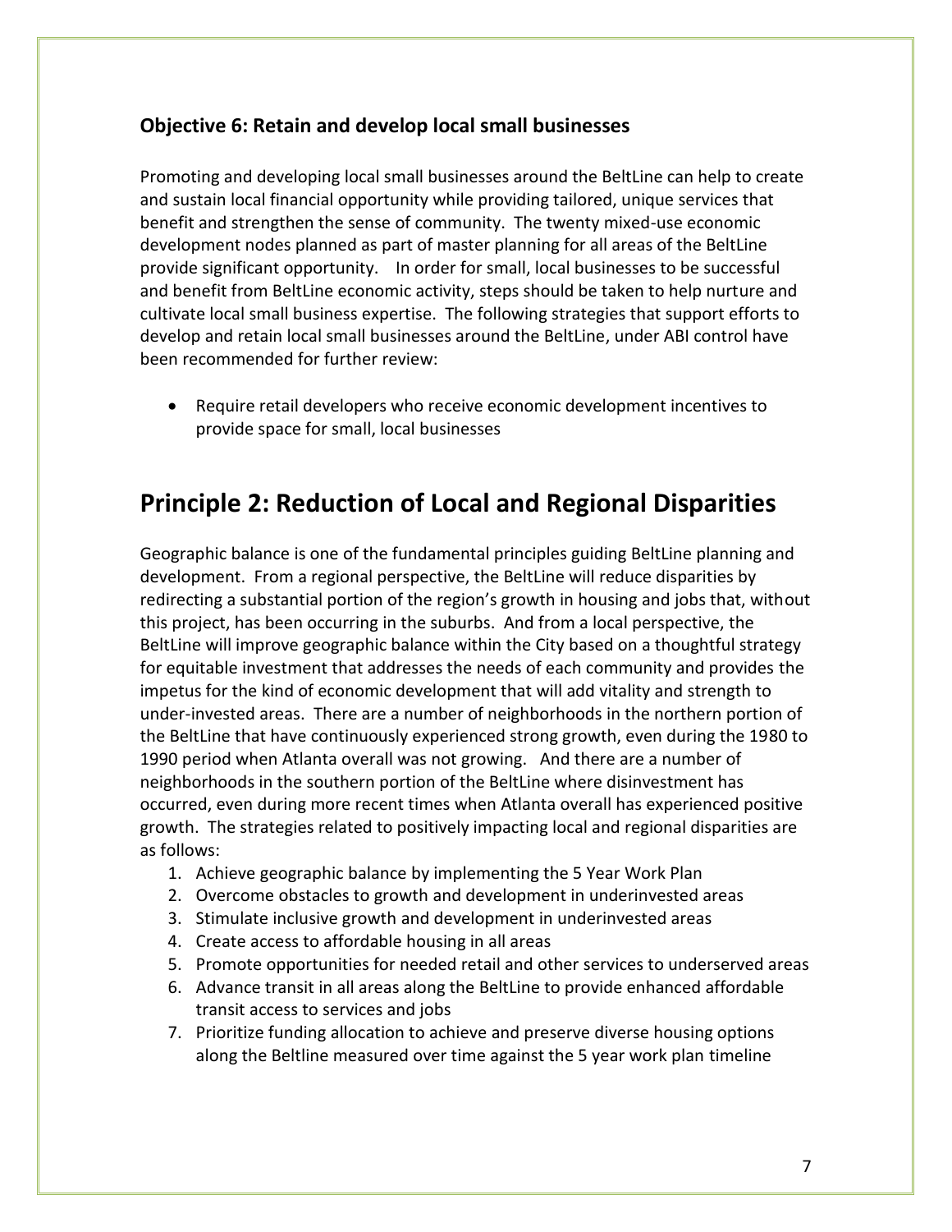### Objective 6: Retain and develop local small businesses

Promoting and developing local small businesses around the BeltLine can help to create and sustain local financial opportunity while providing tailored, unique services that benefit and strengthen the sense of community. The twenty mixed-use economic development nodes planned as part of master planning for all areas of the BeltLine provide significant opportunity. In order for small, local businesses to be successful and benefit from BeltLine economic activity, steps should be taken to help nurture and cultivate local small business expertise. The following strategies that support efforts to develop and retain local small businesses around the BeltLine, under ABI control have been recommended for further review:

- Require retail developers who receive economic development incentives to provide space for small, local businesses

## Principle 2: Reduction of Local and Regional Disparities

Geographic balance is one of the fundamental principles guiding BeltLine planning and development. From a regional perspective, the BeltLine will reduce disparities by redirecting a substantial portion of the region's growth in housing and jobs that, without this project, has been occurring in the suburbs. And from a local perspective, the BeltLine will improve geographic balance within the City based on a thoughtful strategy for equitable investment that addresses the needs of each community and provides the impetus for the kind of economic development that will add vitality and strength to under-invested areas. There are a number of neighborhoods in the northern portion of the BeltLine that have continuously experienced strong growth, even during the 1980 to 1990 period when Atlanta overall was not growing. And there are a number of neighborhoods in the southern portion of the BeltLine where disinvestment has occurred, even during more recent times when Atlanta overall has experienced positive growth. The strategies related to positively impacting local and regional disparities are as follows:

1. Achieve geographic balance by implementing the 5 Year Work Plan
2. Overcome obstacles to growth and development in underinvested areas
3. Stimulate inclusive growth and development in underinvested areas
4. Create access to affordable housing in all areas
5. Promote opportunities for needed retail and other services to underserved areas
6. Advance transit in all areas along the BeltLine to provide enhanced affordable transit access to services and jobs
7. Prioritize funding allocation to achieve and preserve diverse housing options along the Beltline measured over time against the 5 year work plan timeline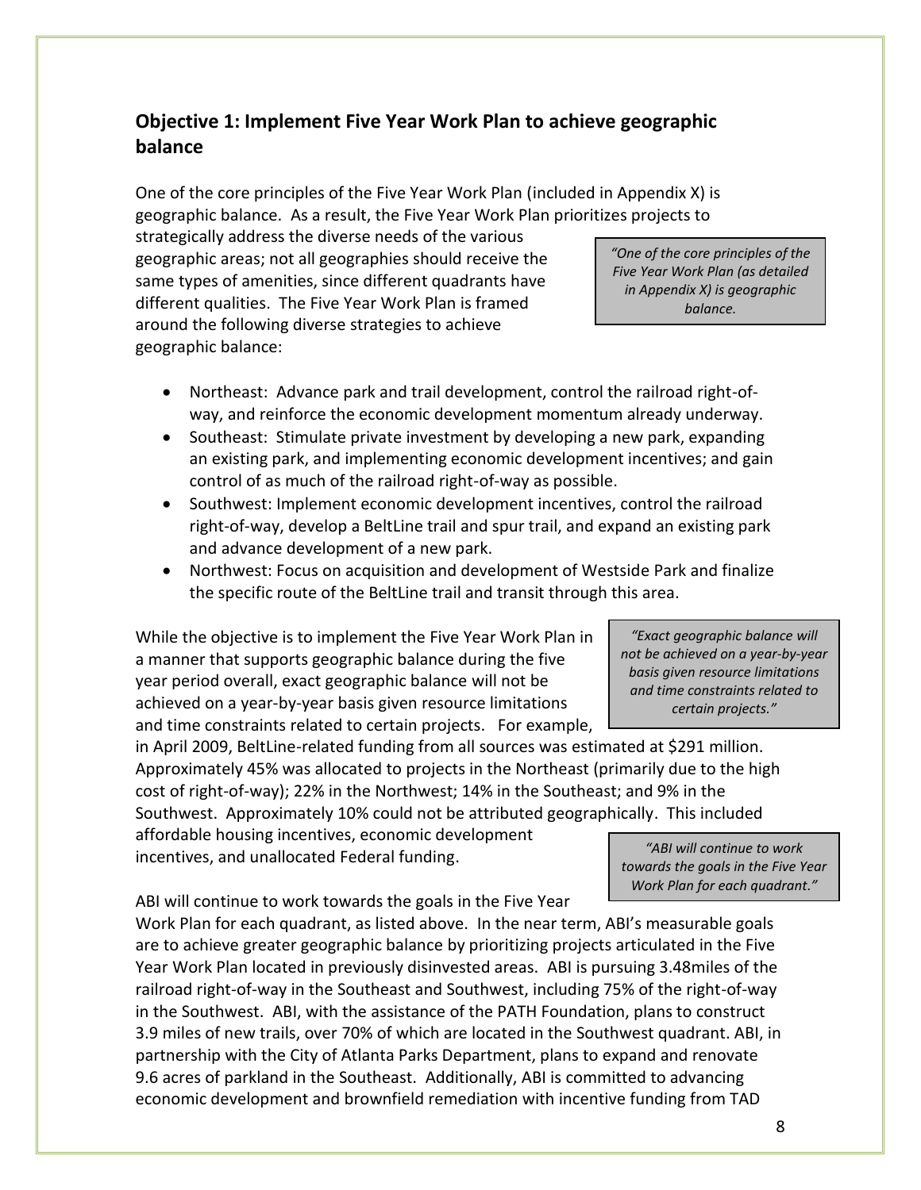## Objective 1: Implement Five Year Work Plan to achieve geographic balance

One of the core principles of the Five Year Work Plan (included in Appendix X) is geographic balance. As a result, the Five Year Work Plan prioritizes projects to strategically address the diverse needs of the various geographic areas; not all geographies should receive the same types of amenities, since different quadrants have different qualities. The Five Year Work Plan is framed around the following diverse strategies to achieve geographic balance:

> *"One of the core principles of the Five Year Work Plan (as detailed in Appendix X) is geographic balance.*

- Northeast: Advance park and trail development, control the railroad right-of-way, and reinforce the economic development momentum already underway.
- Southeast: Stimulate private investment by developing a new park, expanding an existing park, and implementing economic development incentives; and gain control of as much of the railroad right-of-way as possible.
- Southwest: Implement economic development incentives, control the railroad right-of-way, develop a BeltLine trail and spur trail, and expand an existing park and advance development of a new park.
- Northwest: Focus on acquisition and development of Westside Park and finalize the specific route of the BeltLine trail and transit through this area.

While the objective is to implement the Five Year Work Plan in a manner that supports geographic balance during the five year period overall, exact geographic balance will not be achieved on a year-by-year basis given resource limitations and time constraints related to certain projects. For example, in April 2009, BeltLine-related funding from all sources was estimated at $291 million. Approximately 45% was allocated to projects in the Northeast (primarily due to the high cost of right-of-way); 22% in the Northwest; 14% in the Southeast; and 9% in the Southwest. Approximately 10% could not be attributed geographically. This included affordable housing incentives, economic development incentives, and unallocated Federal funding.

> *"Exact geographic balance will not be achieved on a year-by-year basis given resource limitations and time constraints related to certain projects."*

> *"ABI will continue to work towards the goals in the Five Year Work Plan for each quadrant."*

ABI will continue to work towards the goals in the Five Year Work Plan for each quadrant, as listed above. In the near term, ABI's measurable goals are to achieve greater geographic balance by prioritizing projects articulated in the Five Year Work Plan located in previously disinvested areas. ABI is pursuing 3.48miles of the railroad right-of-way in the Southeast and Southwest, including 75% of the right-of-way in the Southwest. ABI, with the assistance of the PATH Foundation, plans to construct 3.9 miles of new trails, over 70% of which are located in the Southwest quadrant. ABI, in partnership with the City of Atlanta Parks Department, plans to expand and renovate 9.6 acres of parkland in the Southeast. Additionally, ABI is committed to advancing economic development and brownfield remediation with incentive funding from TAD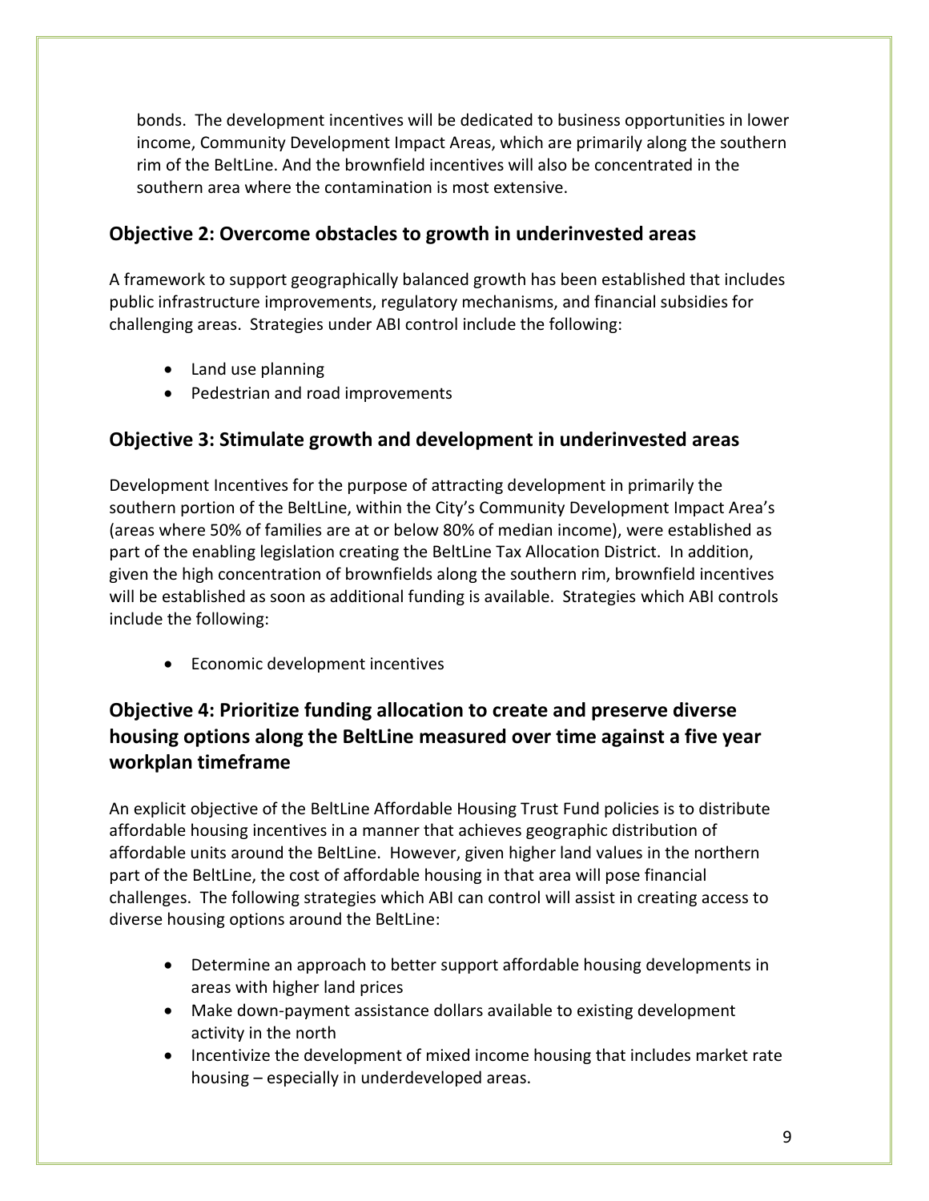bonds. The development incentives will be dedicated to business opportunities in lower income, Community Development Impact Areas, which are primarily along the southern rim of the BeltLine. And the brownfield incentives will also be concentrated in the southern area where the contamination is most extensive.

## Objective 2: Overcome obstacles to growth in underinvested areas

A framework to support geographically balanced growth has been established that includes public infrastructure improvements, regulatory mechanisms, and financial subsidies for challenging areas. Strategies under ABI control include the following:

- Land use planning
- Pedestrian and road improvements

## Objective 3: Stimulate growth and development in underinvested areas

Development Incentives for the purpose of attracting development in primarily the southern portion of the BeltLine, within the City's Community Development Impact Area's (areas where 50% of families are at or below 80% of median income), were established as part of the enabling legislation creating the BeltLine Tax Allocation District. In addition, given the high concentration of brownfields along the southern rim, brownfield incentives will be established as soon as additional funding is available. Strategies which ABI controls include the following:

- Economic development incentives

## Objective 4: Prioritize funding allocation to create and preserve diverse housing options along the BeltLine measured over time against a five year workplan timeframe

An explicit objective of the BeltLine Affordable Housing Trust Fund policies is to distribute affordable housing incentives in a manner that achieves geographic distribution of affordable units around the BeltLine. However, given higher land values in the northern part of the BeltLine, the cost of affordable housing in that area will pose financial challenges. The following strategies which ABI can control will assist in creating access to diverse housing options around the BeltLine:

- Determine an approach to better support affordable housing developments in areas with higher land prices
- Make down-payment assistance dollars available to existing development activity in the north
- Incentivize the development of mixed income housing that includes market rate housing – especially in underdeveloped areas.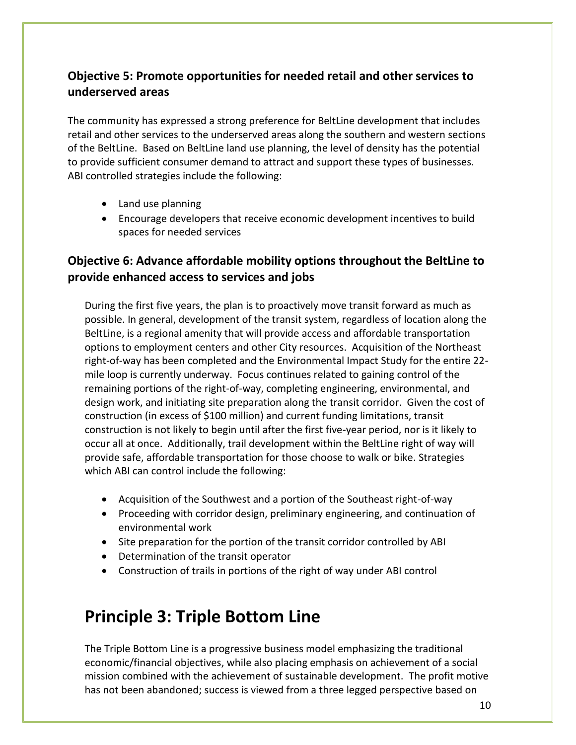### Objective 5: Promote opportunities for needed retail and other services to underserved areas

The community has expressed a strong preference for BeltLine development that includes retail and other services to the underserved areas along the southern and western sections of the BeltLine. Based on BeltLine land use planning, the level of density has the potential to provide sufficient consumer demand to attract and support these types of businesses. ABI controlled strategies include the following:

- Land use planning
- Encourage developers that receive economic development incentives to build spaces for needed services

### Objective 6: Advance affordable mobility options throughout the BeltLine to provide enhanced access to services and jobs

During the first five years, the plan is to proactively move transit forward as much as possible. In general, development of the transit system, regardless of location along the BeltLine, is a regional amenity that will provide access and affordable transportation options to employment centers and other City resources. Acquisition of the Northeast right-of-way has been completed and the Environmental Impact Study for the entire 22-mile loop is currently underway. Focus continues related to gaining control of the remaining portions of the right-of-way, completing engineering, environmental, and design work, and initiating site preparation along the transit corridor. Given the cost of construction (in excess of $100 million) and current funding limitations, transit construction is not likely to begin until after the first five-year period, nor is it likely to occur all at once. Additionally, trail development within the BeltLine right of way will provide safe, affordable transportation for those choose to walk or bike. Strategies which ABI can control include the following:

- Acquisition of the Southwest and a portion of the Southeast right-of-way
- Proceeding with corridor design, preliminary engineering, and continuation of environmental work
- Site preparation for the portion of the transit corridor controlled by ABI
- Determination of the transit operator
- Construction of trails in portions of the right of way under ABI control

# Principle 3: Triple Bottom Line

The Triple Bottom Line is a progressive business model emphasizing the traditional economic/financial objectives, while also placing emphasis on achievement of a social mission combined with the achievement of sustainable development. The profit motive has not been abandoned; success is viewed from a three legged perspective based on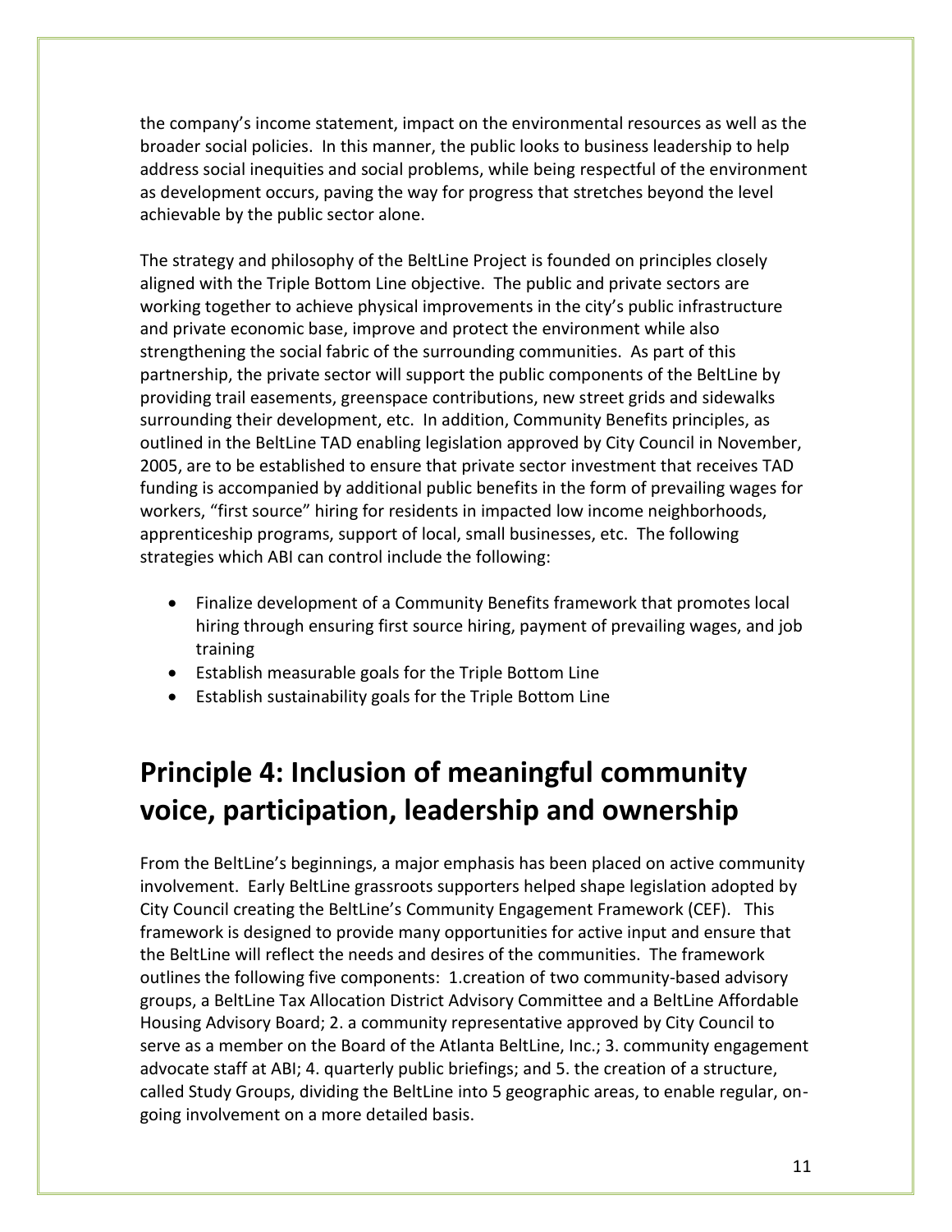the company's income statement, impact on the environmental resources as well as the broader social policies. In this manner, the public looks to business leadership to help address social inequities and social problems, while being respectful of the environment as development occurs, paving the way for progress that stretches beyond the level achievable by the public sector alone.

The strategy and philosophy of the BeltLine Project is founded on principles closely aligned with the Triple Bottom Line objective. The public and private sectors are working together to achieve physical improvements in the city's public infrastructure and private economic base, improve and protect the environment while also strengthening the social fabric of the surrounding communities. As part of this partnership, the private sector will support the public components of the BeltLine by providing trail easements, greenspace contributions, new street grids and sidewalks surrounding their development, etc. In addition, Community Benefits principles, as outlined in the BeltLine TAD enabling legislation approved by City Council in November, 2005, are to be established to ensure that private sector investment that receives TAD funding is accompanied by additional public benefits in the form of prevailing wages for workers, "first source" hiring for residents in impacted low income neighborhoods, apprenticeship programs, support of local, small businesses, etc. The following strategies which ABI can control include the following:

- Finalize development of a Community Benefits framework that promotes local hiring through ensuring first source hiring, payment of prevailing wages, and job training
- Establish measurable goals for the Triple Bottom Line
- Establish sustainability goals for the Triple Bottom Line

# Principle 4: Inclusion of meaningful community voice, participation, leadership and ownership

From the BeltLine's beginnings, a major emphasis has been placed on active community involvement. Early BeltLine grassroots supporters helped shape legislation adopted by City Council creating the BeltLine's Community Engagement Framework (CEF). This framework is designed to provide many opportunities for active input and ensure that the BeltLine will reflect the needs and desires of the communities. The framework outlines the following five components: 1.creation of two community-based advisory groups, a BeltLine Tax Allocation District Advisory Committee and a BeltLine Affordable Housing Advisory Board; 2. a community representative approved by City Council to serve as a member on the Board of the Atlanta BeltLine, Inc.; 3. community engagement advocate staff at ABI; 4. quarterly public briefings; and 5. the creation of a structure, called Study Groups, dividing the BeltLine into 5 geographic areas, to enable regular, on-going involvement on a more detailed basis.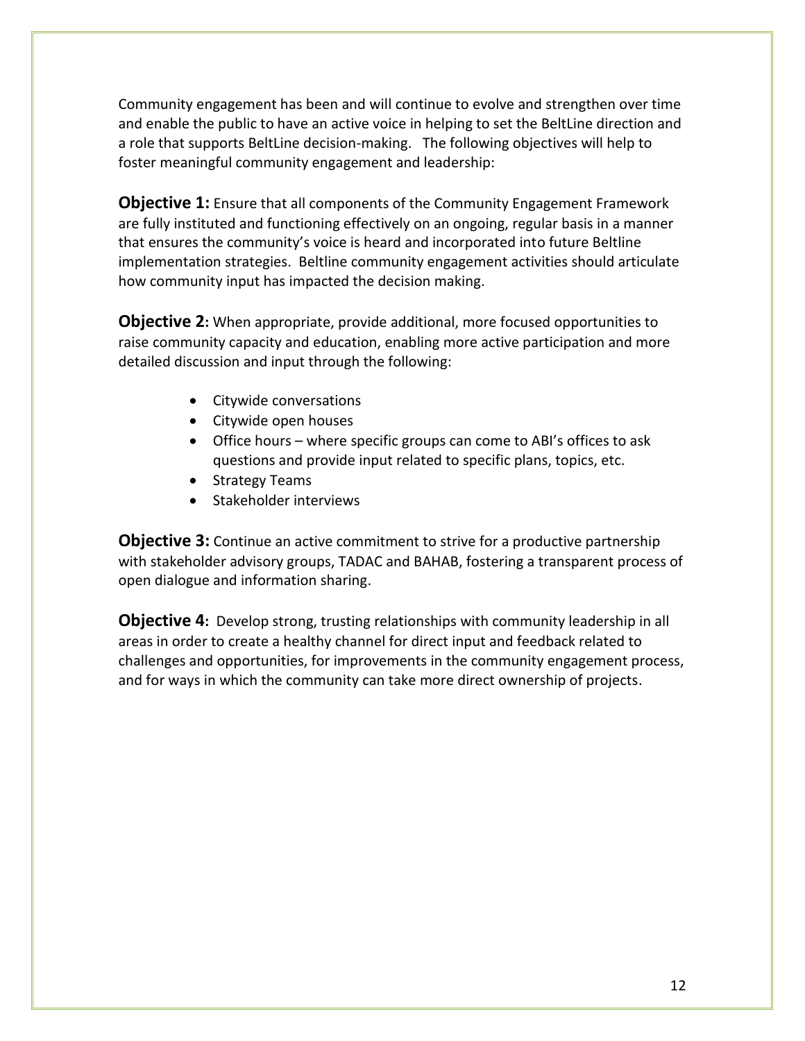Community engagement has been and will continue to evolve and strengthen over time and enable the public to have an active voice in helping to set the BeltLine direction and a role that supports BeltLine decision-making. The following objectives will help to foster meaningful community engagement and leadership:

**Objective 1:** Ensure that all components of the Community Engagement Framework are fully instituted and functioning effectively on an ongoing, regular basis in a manner that ensures the community's voice is heard and incorporated into future Beltline implementation strategies. Beltline community engagement activities should articulate how community input has impacted the decision making.

**Objective 2:** When appropriate, provide additional, more focused opportunities to raise community capacity and education, enabling more active participation and more detailed discussion and input through the following:

- Citywide conversations
- Citywide open houses
- Office hours – where specific groups can come to ABI's offices to ask questions and provide input related to specific plans, topics, etc.
- Strategy Teams
- Stakeholder interviews

**Objective 3:** Continue an active commitment to strive for a productive partnership with stakeholder advisory groups, TADAC and BAHAB, fostering a transparent process of open dialogue and information sharing.

**Objective 4:** Develop strong, trusting relationships with community leadership in all areas in order to create a healthy channel for direct input and feedback related to challenges and opportunities, for improvements in the community engagement process, and for ways in which the community can take more direct ownership of projects.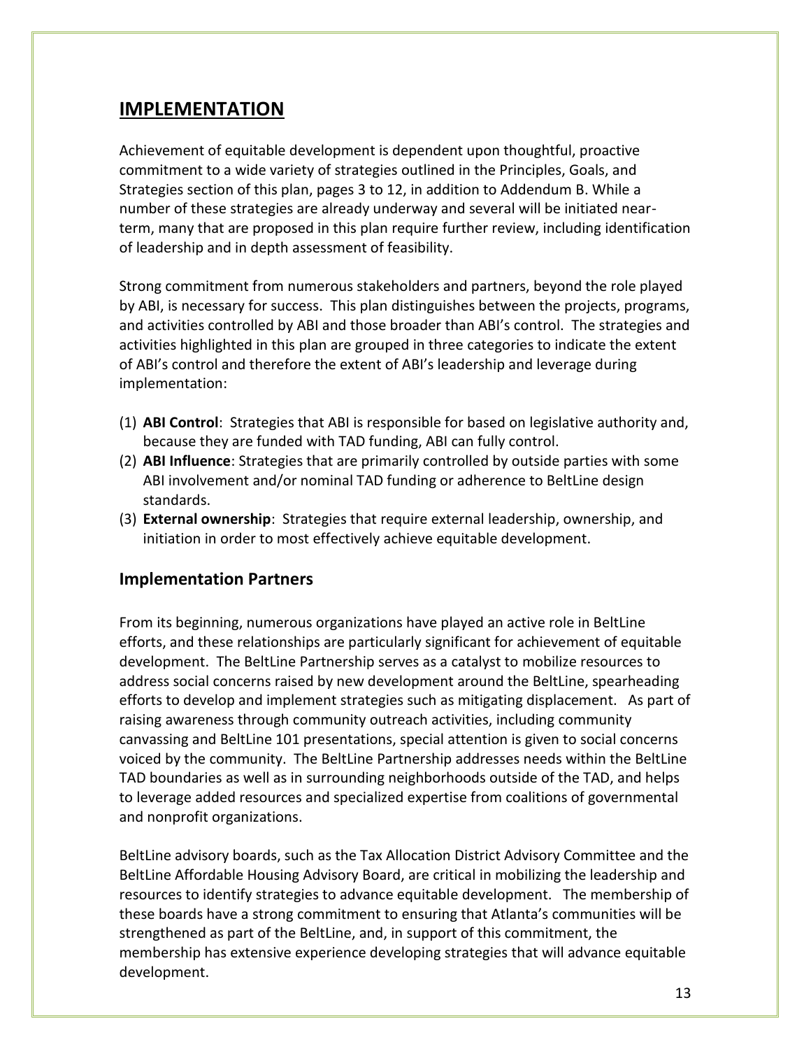# IMPLEMENTATION

Achievement of equitable development is dependent upon thoughtful, proactive commitment to a wide variety of strategies outlined in the Principles, Goals, and Strategies section of this plan, pages 3 to 12, in addition to Addendum B. While a number of these strategies are already underway and several will be initiated near-term, many that are proposed in this plan require further review, including identification of leadership and in depth assessment of feasibility.

Strong commitment from numerous stakeholders and partners, beyond the role played by ABI, is necessary for success. This plan distinguishes between the projects, programs, and activities controlled by ABI and those broader than ABI's control. The strategies and activities highlighted in this plan are grouped in three categories to indicate the extent of ABI's control and therefore the extent of ABI's leadership and leverage during implementation:

1. **ABI Control**: Strategies that ABI is responsible for based on legislative authority and, because they are funded with TAD funding, ABI can fully control.
2. **ABI Influence**: Strategies that are primarily controlled by outside parties with some ABI involvement and/or nominal TAD funding or adherence to BeltLine design standards.
3. **External ownership**: Strategies that require external leadership, ownership, and initiation in order to most effectively achieve equitable development.

## Implementation Partners

From its beginning, numerous organizations have played an active role in BeltLine efforts, and these relationships are particularly significant for achievement of equitable development. The BeltLine Partnership serves as a catalyst to mobilize resources to address social concerns raised by new development around the BeltLine, spearheading efforts to develop and implement strategies such as mitigating displacement. As part of raising awareness through community outreach activities, including community canvassing and BeltLine 101 presentations, special attention is given to social concerns voiced by the community. The BeltLine Partnership addresses needs within the BeltLine TAD boundaries as well as in surrounding neighborhoods outside of the TAD, and helps to leverage added resources and specialized expertise from coalitions of governmental and nonprofit organizations.

BeltLine advisory boards, such as the Tax Allocation District Advisory Committee and the BeltLine Affordable Housing Advisory Board, are critical in mobilizing the leadership and resources to identify strategies to advance equitable development. The membership of these boards have a strong commitment to ensuring that Atlanta's communities will be strengthened as part of the BeltLine, and, in support of this commitment, the membership has extensive experience developing strategies that will advance equitable development.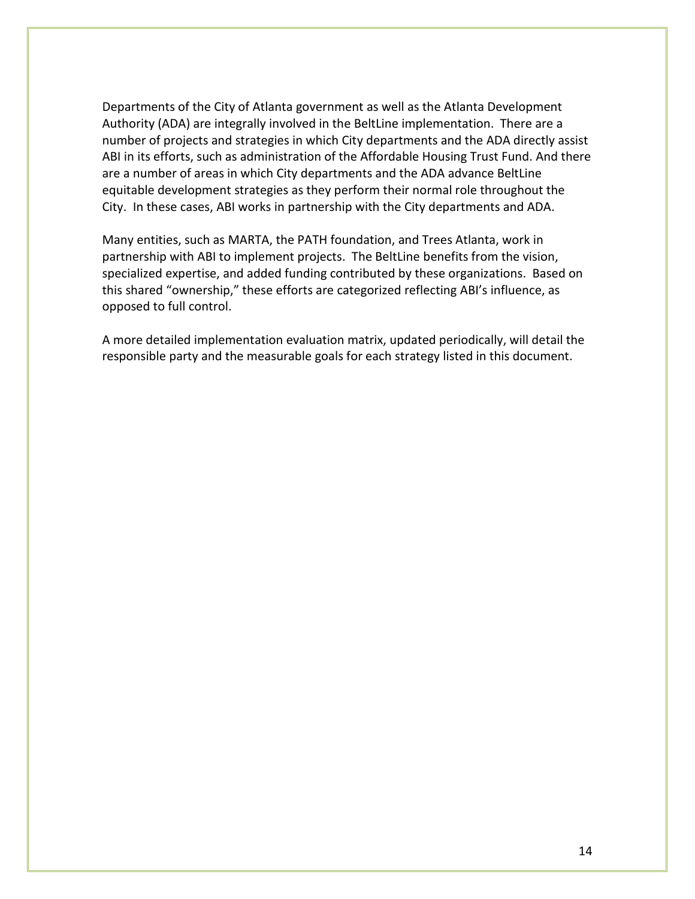Departments of the City of Atlanta government as well as the Atlanta Development Authority (ADA) are integrally involved in the BeltLine implementation. There are a number of projects and strategies in which City departments and the ADA directly assist ABI in its efforts, such as administration of the Affordable Housing Trust Fund. And there are a number of areas in which City departments and the ADA advance BeltLine equitable development strategies as they perform their normal role throughout the City. In these cases, ABI works in partnership with the City departments and ADA.

Many entities, such as MARTA, the PATH foundation, and Trees Atlanta, work in partnership with ABI to implement projects. The BeltLine benefits from the vision, specialized expertise, and added funding contributed by these organizations. Based on this shared "ownership," these efforts are categorized reflecting ABI's influence, as opposed to full control.

A more detailed implementation evaluation matrix, updated periodically, will detail the responsible party and the measurable goals for each strategy listed in this document.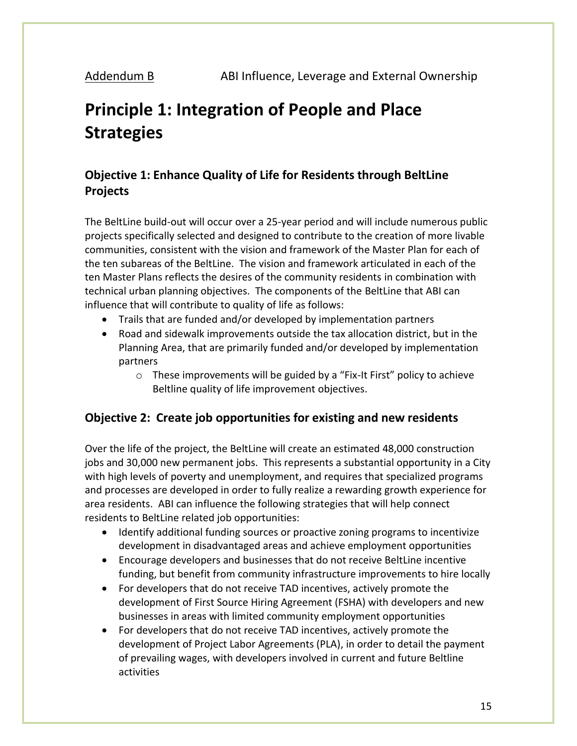Addendum B ABI Influence, Leverage and External Ownership

# Principle 1: Integration of People and Place Strategies

## Objective 1: Enhance Quality of Life for Residents through BeltLine Projects

The BeltLine build-out will occur over a 25-year period and will include numerous public projects specifically selected and designed to contribute to the creation of more livable communities, consistent with the vision and framework of the Master Plan for each of the ten subareas of the BeltLine. The vision and framework articulated in each of the ten Master Plans reflects the desires of the community residents in combination with technical urban planning objectives. The components of the BeltLine that ABI can influence that will contribute to quality of life as follows:

- Trails that are funded and/or developed by implementation partners
- Road and sidewalk improvements outside the tax allocation district, but in the Planning Area, that are primarily funded and/or developed by implementation partners
  - These improvements will be guided by a "Fix-It First" policy to achieve Beltline quality of life improvement objectives.

## Objective 2: Create job opportunities for existing and new residents

Over the life of the project, the BeltLine will create an estimated 48,000 construction jobs and 30,000 new permanent jobs. This represents a substantial opportunity in a City with high levels of poverty and unemployment, and requires that specialized programs and processes are developed in order to fully realize a rewarding growth experience for area residents. ABI can influence the following strategies that will help connect residents to BeltLine related job opportunities:

- Identify additional funding sources or proactive zoning programs to incentivize development in disadvantaged areas and achieve employment opportunities
- Encourage developers and businesses that do not receive BeltLine incentive funding, but benefit from community infrastructure improvements to hire locally
- For developers that do not receive TAD incentives, actively promote the development of First Source Hiring Agreement (FSHA) with developers and new businesses in areas with limited community employment opportunities
- For developers that do not receive TAD incentives, actively promote the development of Project Labor Agreements (PLA), in order to detail the payment of prevailing wages, with developers involved in current and future Beltline activities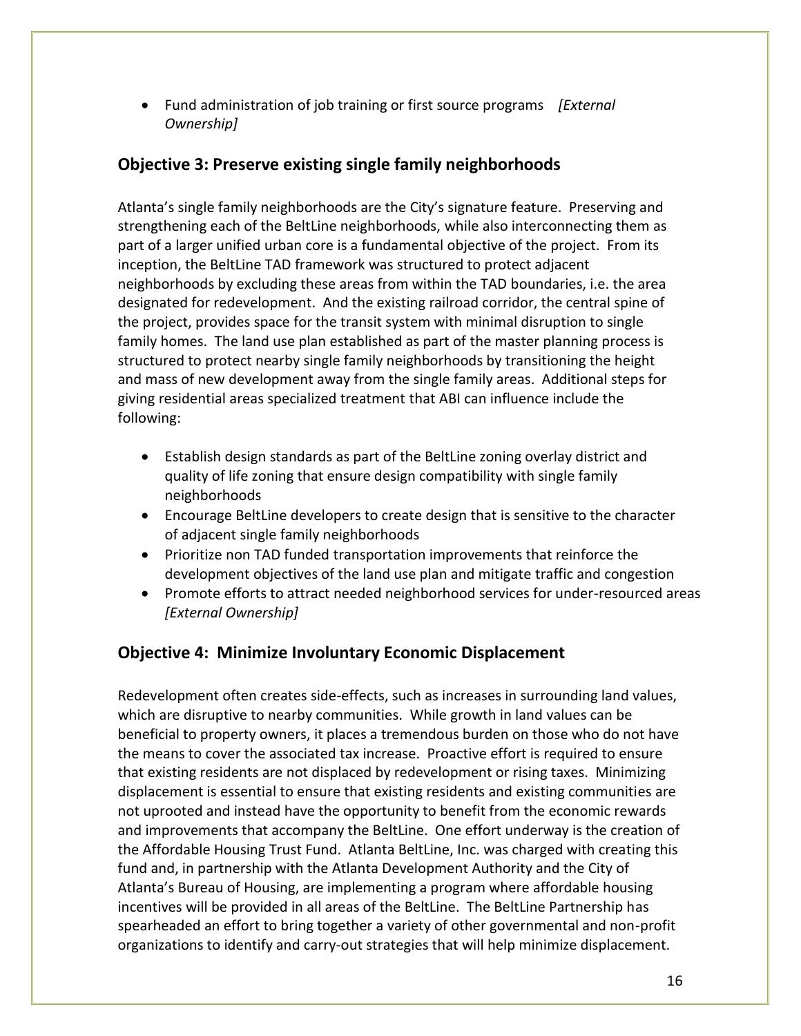- Fund administration of job training or first source programs *[External Ownership]*

## Objective 3: Preserve existing single family neighborhoods

Atlanta's single family neighborhoods are the City's signature feature. Preserving and strengthening each of the BeltLine neighborhoods, while also interconnecting them as part of a larger unified urban core is a fundamental objective of the project. From its inception, the BeltLine TAD framework was structured to protect adjacent neighborhoods by excluding these areas from within the TAD boundaries, i.e. the area designated for redevelopment. And the existing railroad corridor, the central spine of the project, provides space for the transit system with minimal disruption to single family homes. The land use plan established as part of the master planning process is structured to protect nearby single family neighborhoods by transitioning the height and mass of new development away from the single family areas. Additional steps for giving residential areas specialized treatment that ABI can influence include the following:

- Establish design standards as part of the BeltLine zoning overlay district and quality of life zoning that ensure design compatibility with single family neighborhoods
- Encourage BeltLine developers to create design that is sensitive to the character of adjacent single family neighborhoods
- Prioritize non TAD funded transportation improvements that reinforce the development objectives of the land use plan and mitigate traffic and congestion
- Promote efforts to attract needed neighborhood services for under-resourced areas *[External Ownership]*

## Objective 4: Minimize Involuntary Economic Displacement

Redevelopment often creates side-effects, such as increases in surrounding land values, which are disruptive to nearby communities. While growth in land values can be beneficial to property owners, it places a tremendous burden on those who do not have the means to cover the associated tax increase. Proactive effort is required to ensure that existing residents are not displaced by redevelopment or rising taxes. Minimizing displacement is essential to ensure that existing residents and existing communities are not uprooted and instead have the opportunity to benefit from the economic rewards and improvements that accompany the BeltLine. One effort underway is the creation of the Affordable Housing Trust Fund. Atlanta BeltLine, Inc. was charged with creating this fund and, in partnership with the Atlanta Development Authority and the City of Atlanta's Bureau of Housing, are implementing a program where affordable housing incentives will be provided in all areas of the BeltLine. The BeltLine Partnership has spearheaded an effort to bring together a variety of other governmental and non-profit organizations to identify and carry-out strategies that will help minimize displacement.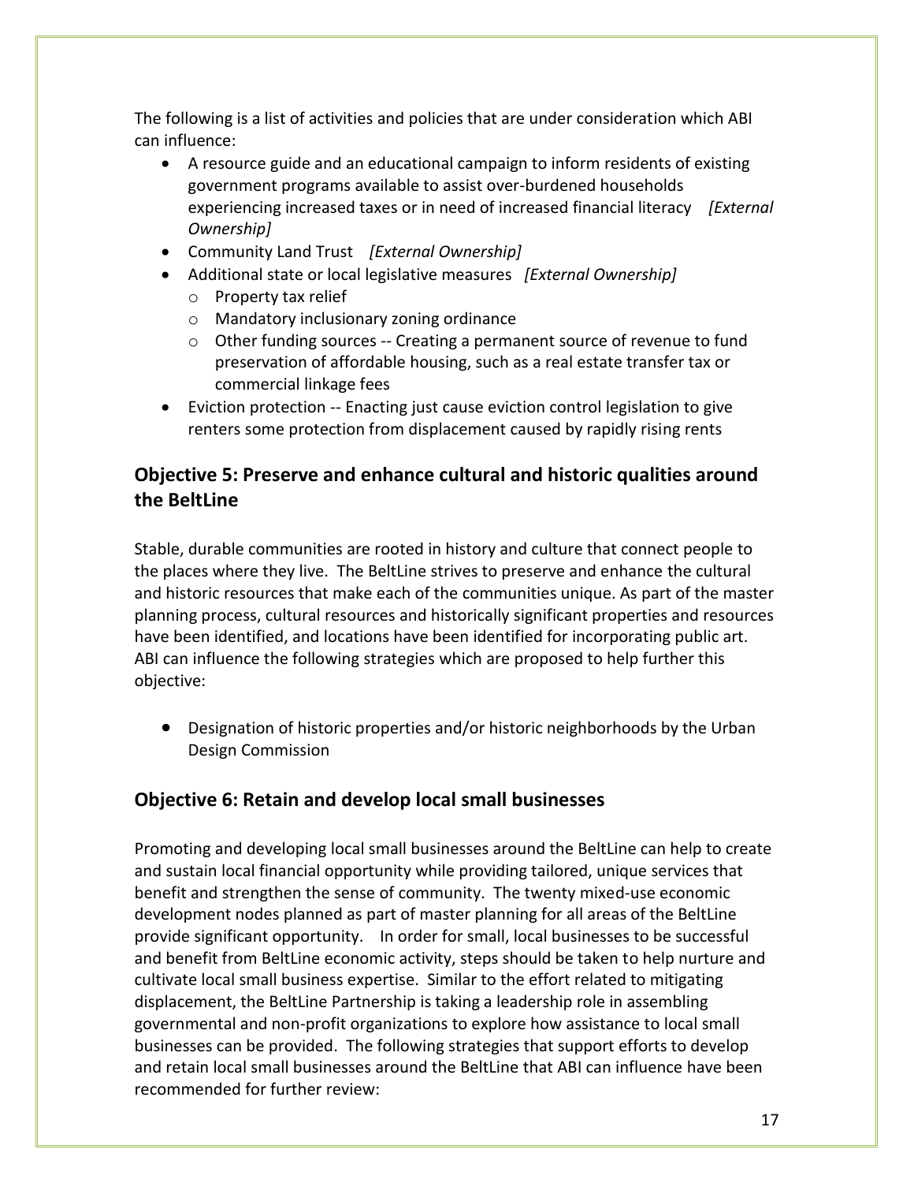The following is a list of activities and policies that are under consideration which ABI can influence:

- A resource guide and an educational campaign to inform residents of existing government programs available to assist over-burdened households experiencing increased taxes or in need of increased financial literacy *[External Ownership]*
- Community Land Trust *[External Ownership]*
- Additional state or local legislative measures *[External Ownership]*
  - Property tax relief
  - Mandatory inclusionary zoning ordinance
  - Other funding sources -- Creating a permanent source of revenue to fund preservation of affordable housing, such as a real estate transfer tax or commercial linkage fees
- Eviction protection -- Enacting just cause eviction control legislation to give renters some protection from displacement caused by rapidly rising rents

## Objective 5: Preserve and enhance cultural and historic qualities around the BeltLine

Stable, durable communities are rooted in history and culture that connect people to the places where they live. The BeltLine strives to preserve and enhance the cultural and historic resources that make each of the communities unique. As part of the master planning process, cultural resources and historically significant properties and resources have been identified, and locations have been identified for incorporating public art. ABI can influence the following strategies which are proposed to help further this objective:

- Designation of historic properties and/or historic neighborhoods by the Urban Design Commission

## Objective 6: Retain and develop local small businesses

Promoting and developing local small businesses around the BeltLine can help to create and sustain local financial opportunity while providing tailored, unique services that benefit and strengthen the sense of community. The twenty mixed-use economic development nodes planned as part of master planning for all areas of the BeltLine provide significant opportunity. In order for small, local businesses to be successful and benefit from BeltLine economic activity, steps should be taken to help nurture and cultivate local small business expertise. Similar to the effort related to mitigating displacement, the BeltLine Partnership is taking a leadership role in assembling governmental and non-profit organizations to explore how assistance to local small businesses can be provided. The following strategies that support efforts to develop and retain local small businesses around the BeltLine that ABI can influence have been recommended for further review: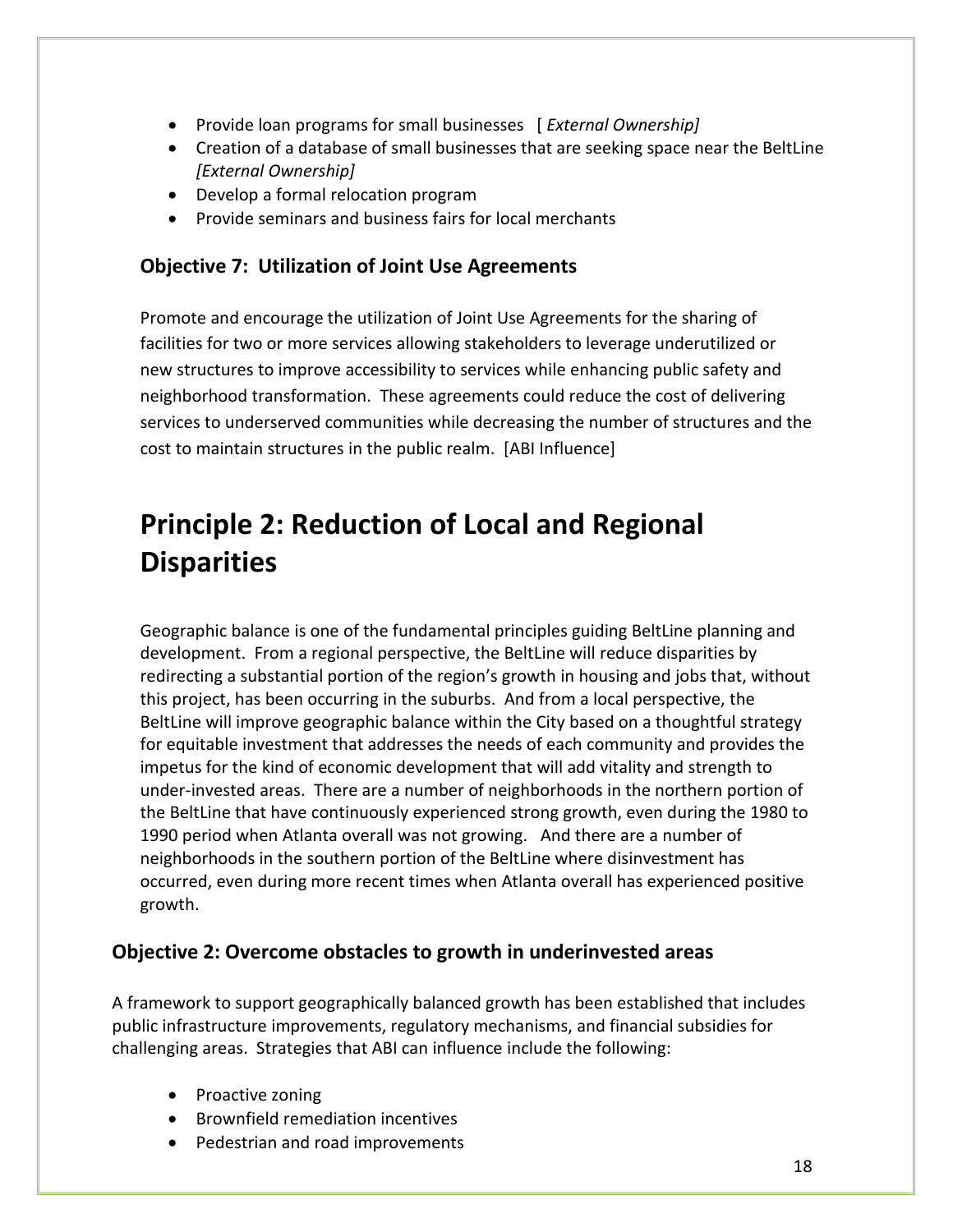- Provide loan programs for small businesses [ *External Ownership]*
- Creation of a database of small businesses that are seeking space near the BeltLine *[External Ownership]*
- Develop a formal relocation program
- Provide seminars and business fairs for local merchants

### Objective 7: Utilization of Joint Use Agreements

Promote and encourage the utilization of Joint Use Agreements for the sharing of facilities for two or more services allowing stakeholders to leverage underutilized or new structures to improve accessibility to services while enhancing public safety and neighborhood transformation. These agreements could reduce the cost of delivering services to underserved communities while decreasing the number of structures and the cost to maintain structures in the public realm. [ABI Influence]

# Principle 2: Reduction of Local and Regional Disparities

Geographic balance is one of the fundamental principles guiding BeltLine planning and development. From a regional perspective, the BeltLine will reduce disparities by redirecting a substantial portion of the region's growth in housing and jobs that, without this project, has been occurring in the suburbs. And from a local perspective, the BeltLine will improve geographic balance within the City based on a thoughtful strategy for equitable investment that addresses the needs of each community and provides the impetus for the kind of economic development that will add vitality and strength to under-invested areas. There are a number of neighborhoods in the northern portion of the BeltLine that have continuously experienced strong growth, even during the 1980 to 1990 period when Atlanta overall was not growing. And there are a number of neighborhoods in the southern portion of the BeltLine where disinvestment has occurred, even during more recent times when Atlanta overall has experienced positive growth.

### Objective 2: Overcome obstacles to growth in underinvested areas

A framework to support geographically balanced growth has been established that includes public infrastructure improvements, regulatory mechanisms, and financial subsidies for challenging areas. Strategies that ABI can influence include the following:

- Proactive zoning
- Brownfield remediation incentives
- Pedestrian and road improvements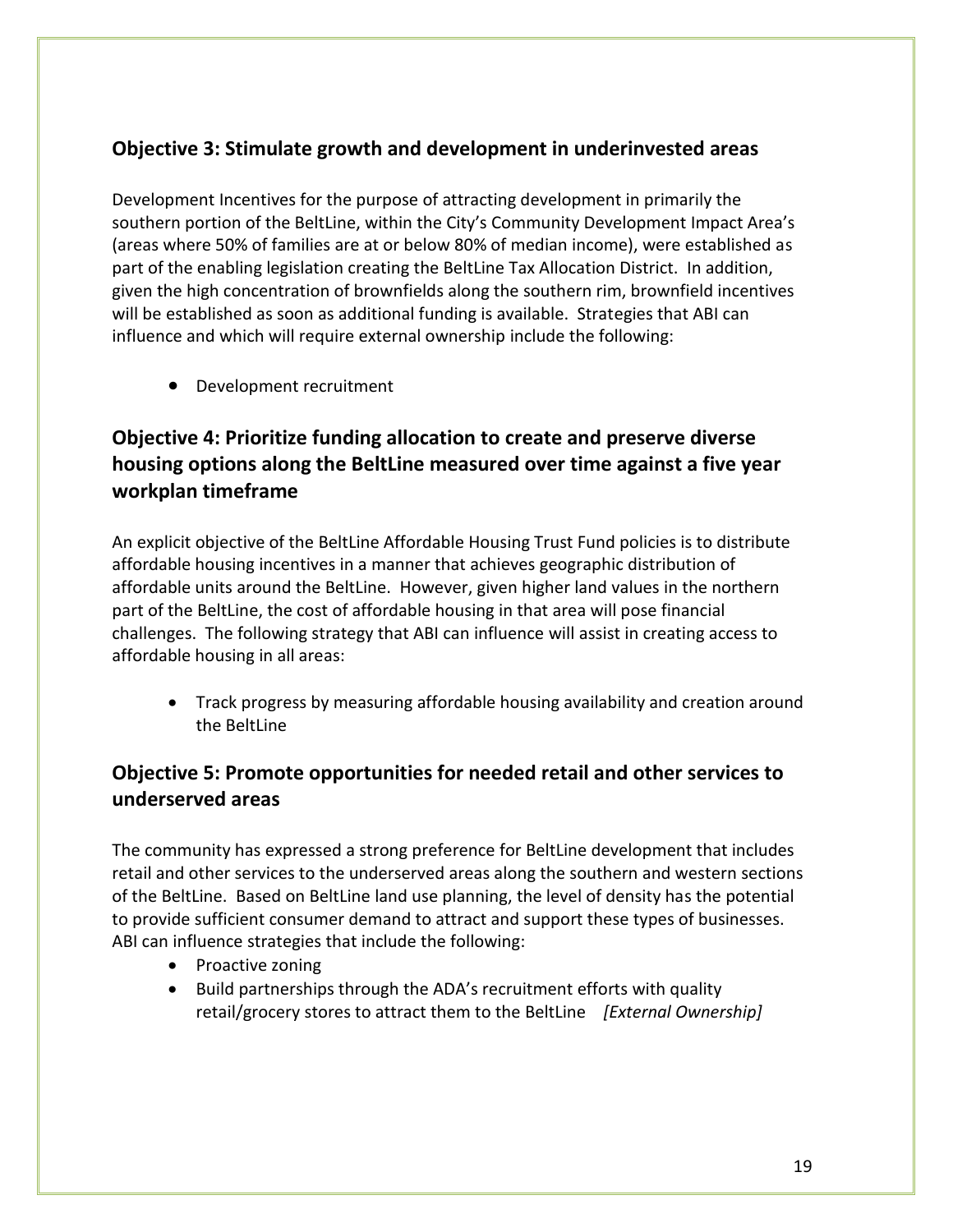## Objective 3: Stimulate growth and development in underinvested areas

Development Incentives for the purpose of attracting development in primarily the southern portion of the BeltLine, within the City's Community Development Impact Area's (areas where 50% of families are at or below 80% of median income), were established as part of the enabling legislation creating the BeltLine Tax Allocation District. In addition, given the high concentration of brownfields along the southern rim, brownfield incentives will be established as soon as additional funding is available. Strategies that ABI can influence and which will require external ownership include the following:

- Development recruitment

## Objective 4: Prioritize funding allocation to create and preserve diverse housing options along the BeltLine measured over time against a five year workplan timeframe

An explicit objective of the BeltLine Affordable Housing Trust Fund policies is to distribute affordable housing incentives in a manner that achieves geographic distribution of affordable units around the BeltLine. However, given higher land values in the northern part of the BeltLine, the cost of affordable housing in that area will pose financial challenges. The following strategy that ABI can influence will assist in creating access to affordable housing in all areas:

- Track progress by measuring affordable housing availability and creation around the BeltLine

## Objective 5: Promote opportunities for needed retail and other services to underserved areas

The community has expressed a strong preference for BeltLine development that includes retail and other services to the underserved areas along the southern and western sections of the BeltLine. Based on BeltLine land use planning, the level of density has the potential to provide sufficient consumer demand to attract and support these types of businesses. ABI can influence strategies that include the following:

- Proactive zoning
- Build partnerships through the ADA's recruitment efforts with quality retail/grocery stores to attract them to the BeltLine *[External Ownership]*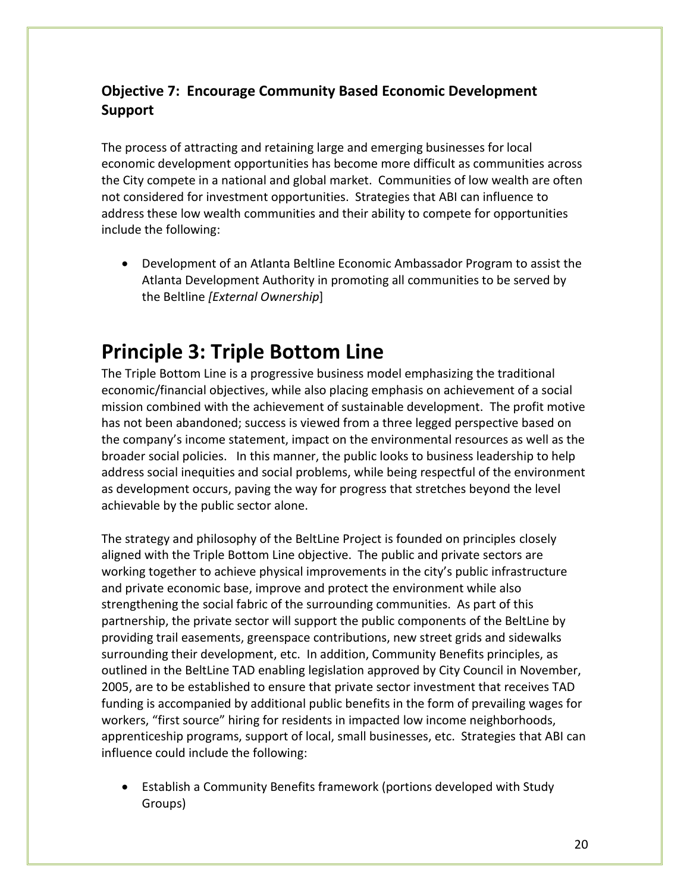### Objective 7: Encourage Community Based Economic Development Support

The process of attracting and retaining large and emerging businesses for local economic development opportunities has become more difficult as communities across the City compete in a national and global market. Communities of low wealth are often not considered for investment opportunities. Strategies that ABI can influence to address these low wealth communities and their ability to compete for opportunities include the following:

- Development of an Atlanta Beltline Economic Ambassador Program to assist the Atlanta Development Authority in promoting all communities to be served by the Beltline *[External Ownership*]

# Principle 3: Triple Bottom Line

The Triple Bottom Line is a progressive business model emphasizing the traditional economic/financial objectives, while also placing emphasis on achievement of a social mission combined with the achievement of sustainable development. The profit motive has not been abandoned; success is viewed from a three legged perspective based on the company's income statement, impact on the environmental resources as well as the broader social policies. In this manner, the public looks to business leadership to help address social inequities and social problems, while being respectful of the environment as development occurs, paving the way for progress that stretches beyond the level achievable by the public sector alone.

The strategy and philosophy of the BeltLine Project is founded on principles closely aligned with the Triple Bottom Line objective. The public and private sectors are working together to achieve physical improvements in the city's public infrastructure and private economic base, improve and protect the environment while also strengthening the social fabric of the surrounding communities. As part of this partnership, the private sector will support the public components of the BeltLine by providing trail easements, greenspace contributions, new street grids and sidewalks surrounding their development, etc. In addition, Community Benefits principles, as outlined in the BeltLine TAD enabling legislation approved by City Council in November, 2005, are to be established to ensure that private sector investment that receives TAD funding is accompanied by additional public benefits in the form of prevailing wages for workers, "first source" hiring for residents in impacted low income neighborhoods, apprenticeship programs, support of local, small businesses, etc. Strategies that ABI can influence could include the following:

- Establish a Community Benefits framework (portions developed with Study Groups)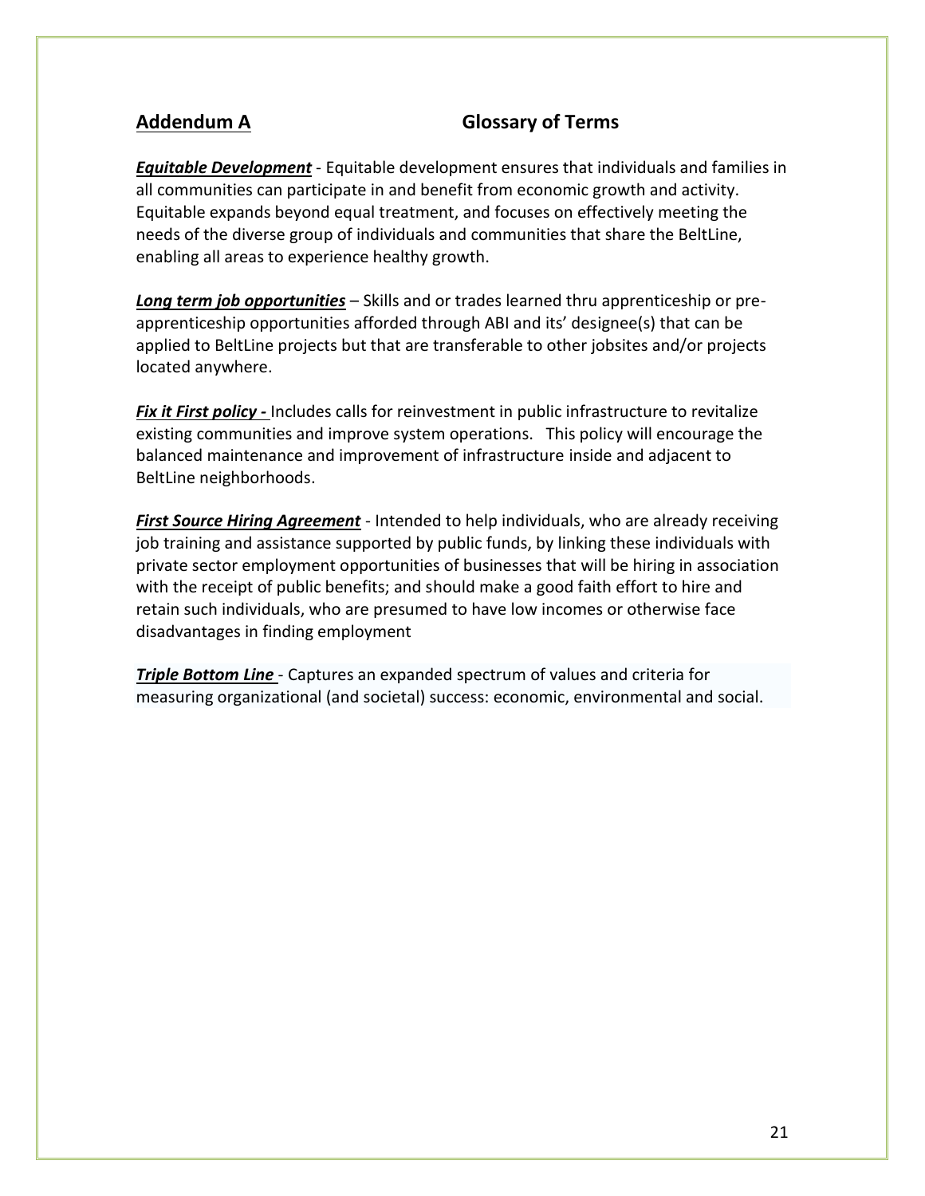## Addendum A — Glossary of Terms

***Equitable Development*** - Equitable development ensures that individuals and families in all communities can participate in and benefit from economic growth and activity. Equitable expands beyond equal treatment, and focuses on effectively meeting the needs of the diverse group of individuals and communities that share the BeltLine, enabling all areas to experience healthy growth.

***Long term job opportunities*** – Skills and or trades learned thru apprenticeship or pre-apprenticeship opportunities afforded through ABI and its' designee(s) that can be applied to BeltLine projects but that are transferable to other jobsites and/or projects located anywhere.

***Fix it First policy -*** Includes calls for reinvestment in public infrastructure to revitalize existing communities and improve system operations. This policy will encourage the balanced maintenance and improvement of infrastructure inside and adjacent to BeltLine neighborhoods.

***First Source Hiring Agreement*** - Intended to help individuals, who are already receiving job training and assistance supported by public funds, by linking these individuals with private sector employment opportunities of businesses that will be hiring in association with the receipt of public benefits; and should make a good faith effort to hire and retain such individuals, who are presumed to have low incomes or otherwise face disadvantages in finding employment

***Triple Bottom Line*** - Captures an expanded spectrum of values and criteria for measuring organizational (and societal) success: economic, environmental and social.